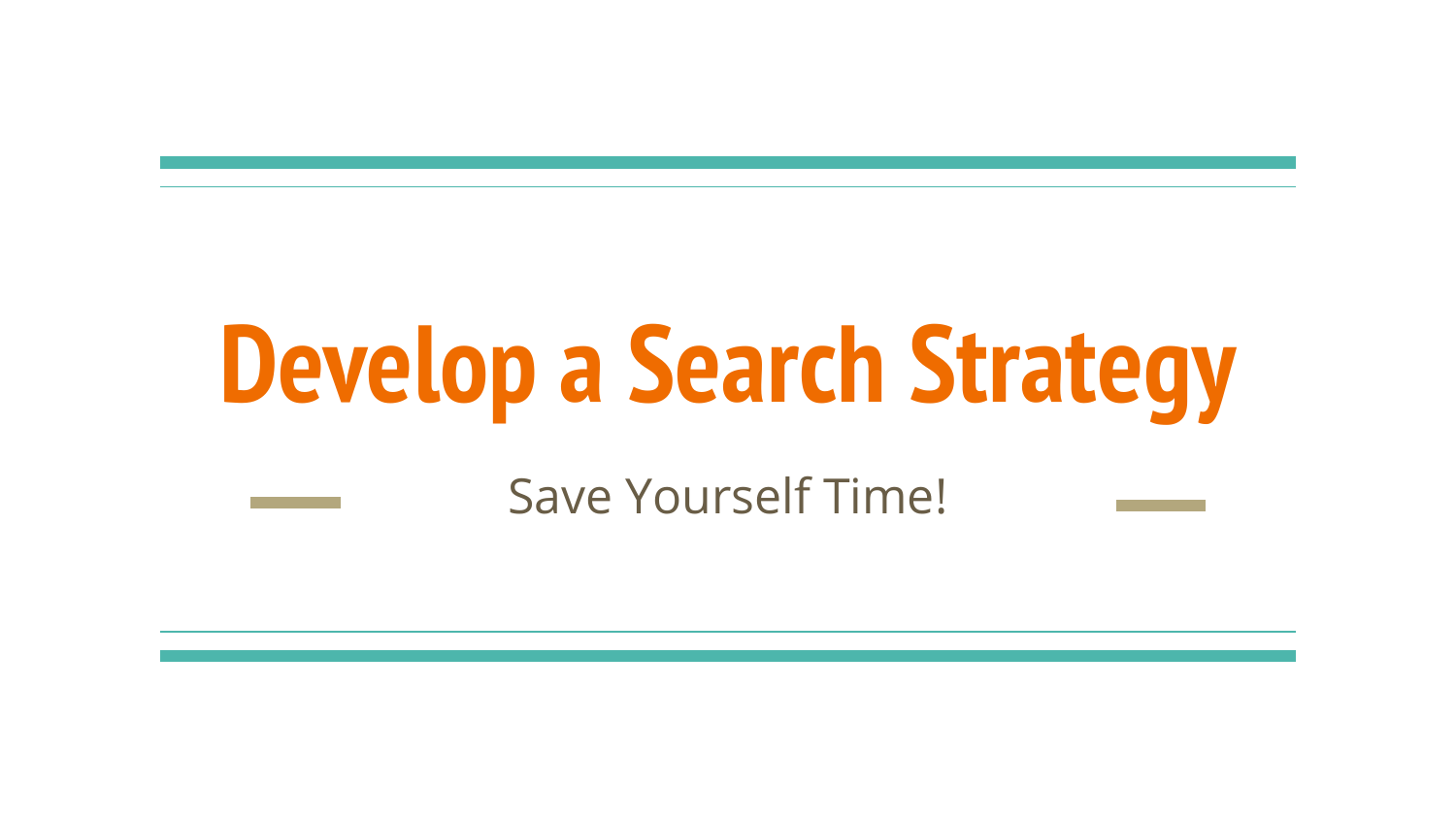# Develop a Search Strategy

Save Yourself Time!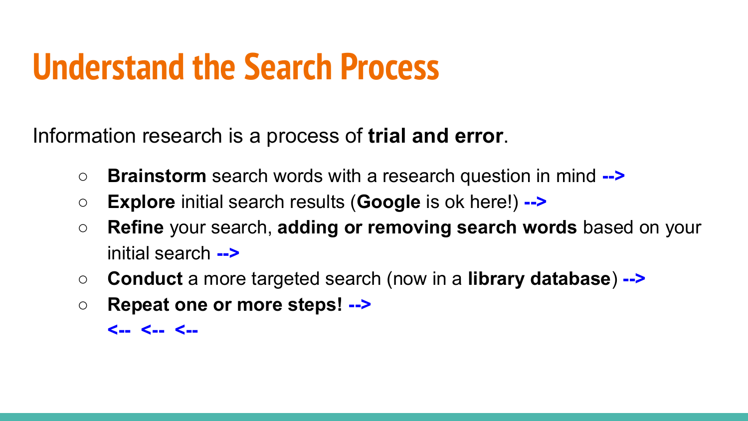# Understand the Search Process

Information research is a process of **trial and error**.

- **Brainstorm** search words with a research question in mind **-->**
- **Explore** initial search results (**Google** is ok here!) **-->**
- **Refine** your search, **adding or removing search words** based on your initial search **-->**
- **Conduct** a more targeted search (now in a **library database**) **-->**
- **Repeat one or more steps! -->**

  **<-- <-- <--**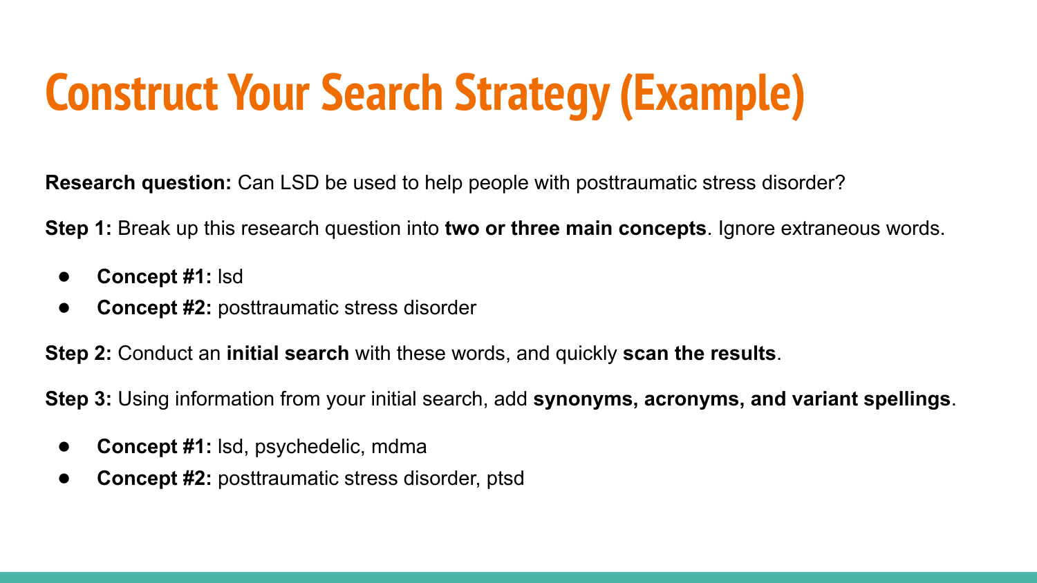# Construct Your Search Strategy (Example)

**Research question:** Can LSD be used to help people with posttraumatic stress disorder?

**Step 1:** Break up this research question into **two or three main concepts**. Ignore extraneous words.

- **Concept #1:** lsd
- **Concept #2:** posttraumatic stress disorder

**Step 2:** Conduct an **initial search** with these words, and quickly **scan the results**.

**Step 3:** Using information from your initial search, add **synonyms, acronyms, and variant spellings**.

- **Concept #1:** lsd, psychedelic, mdma
- **Concept #2:** posttraumatic stress disorder, ptsd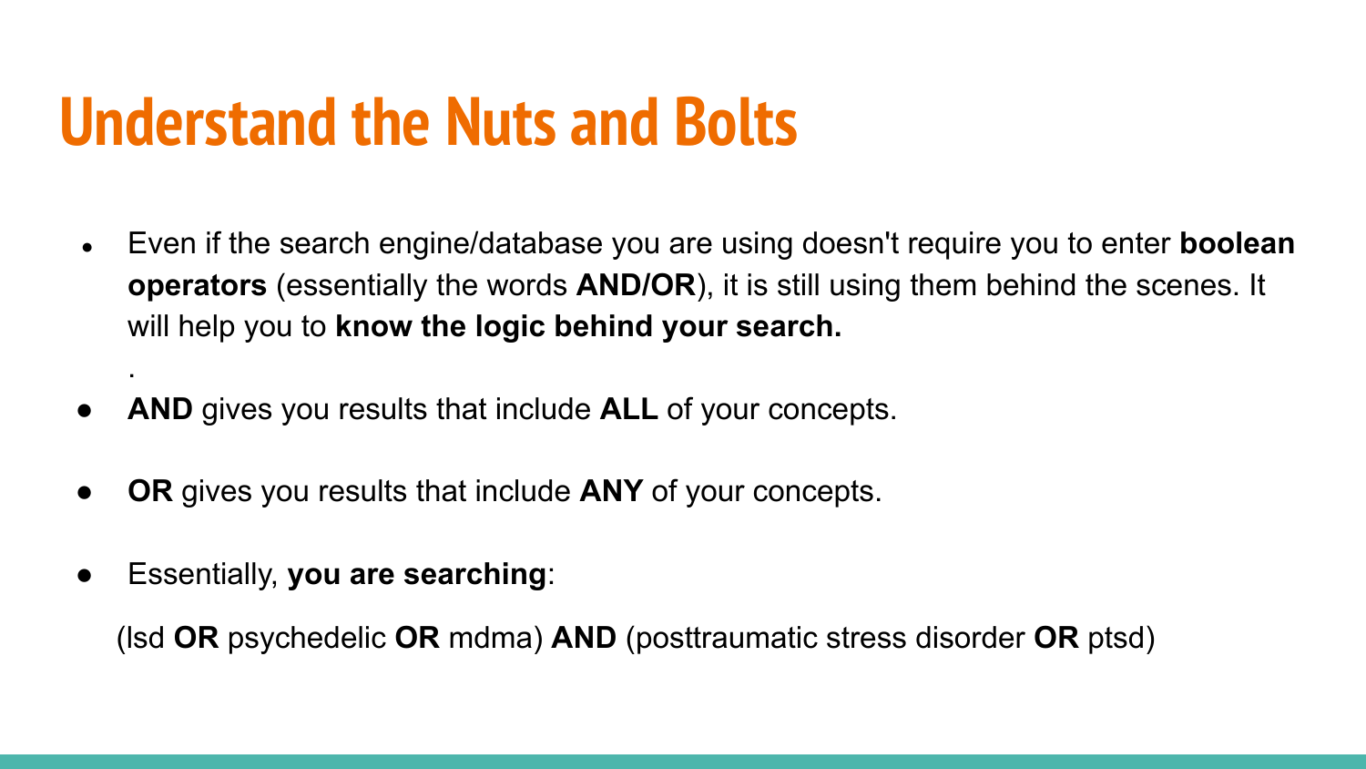# Understand the Nuts and Bolts

- Even if the search engine/database you are using doesn't require you to enter **boolean operators** (essentially the words **AND/OR**), it is still using them behind the scenes. It will help you to **know the logic behind your search.**

  .

- **AND** gives you results that include **ALL** of your concepts.

- **OR** gives you results that include **ANY** of your concepts.

- Essentially, **you are searching**:

  (lsd **OR** psychedelic **OR** mdma) **AND** (posttraumatic stress disorder **OR** ptsd)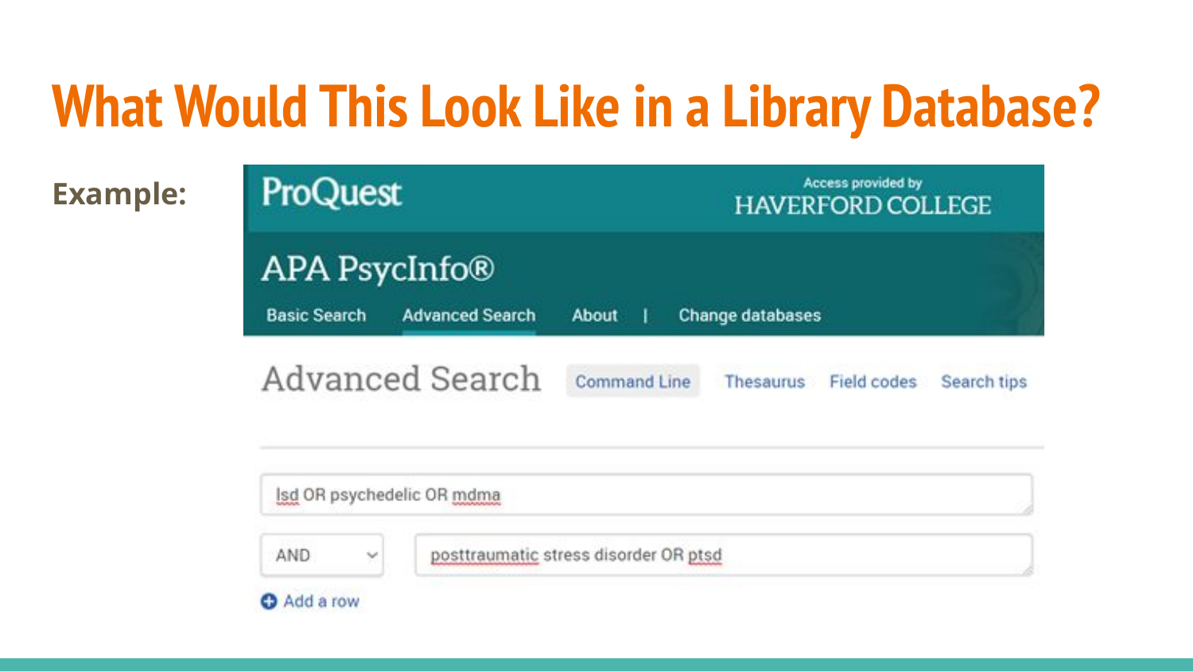# What Would This Look Like in a Library Database?

**Example:**

ProQuest

Access provided by
HAVERFORD COLLEGE

APA PsycInfo®

Basic Search   Advanced Search   About | Change databases

Advanced Search   Command Line   Thesaurus   Field codes   Search tips

lsd OR psychedelic OR mdma

AND   posttraumatic stress disorder OR ptsd

Add a row